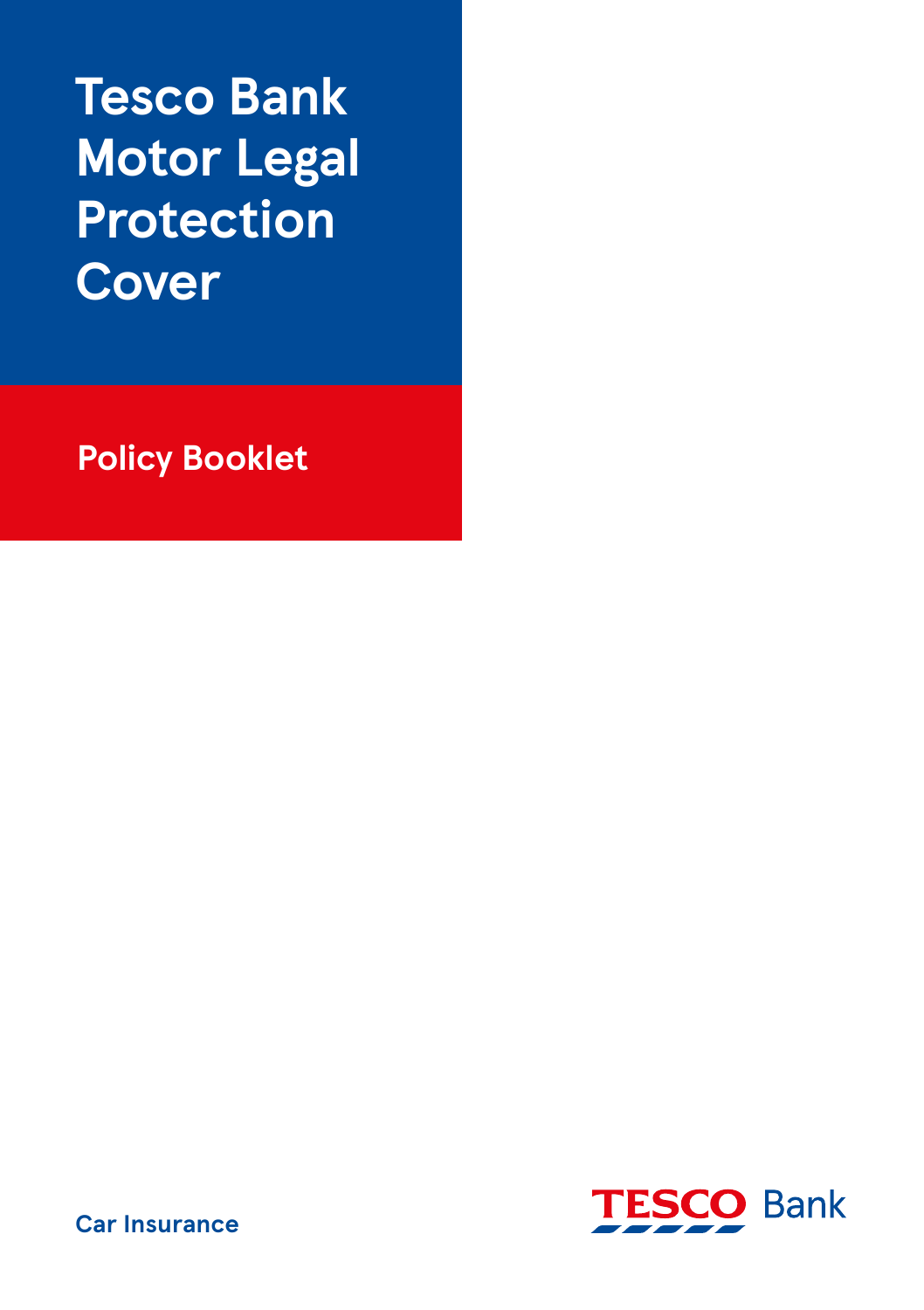# Tesco Bank Motor Legal Protection Cover

## Policy Booklet

Car Insurance

TESCO Bank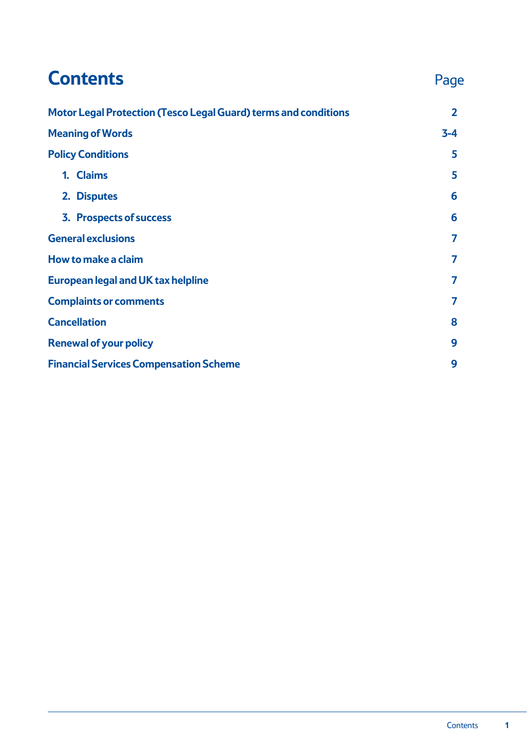# Contents

| | Page |
|---|---|
| **Motor Legal Protection (Tesco Legal Guard) terms and conditions** | **2** |
| **Meaning of Words** | **3-4** |
| **Policy Conditions** | **5** |
| **1. Claims** | **5** |
| **2. Disputes** | **6** |
| **3. Prospects of success** | **6** |
| **General exclusions** | **7** |
| **How to make a claim** | **7** |
| **European legal and UK tax helpline** | **7** |
| **Complaints or comments** | **7** |
| **Cancellation** | **8** |
| **Renewal of your policy** | **9** |
| **Financial Services Compensation Scheme** | **9** |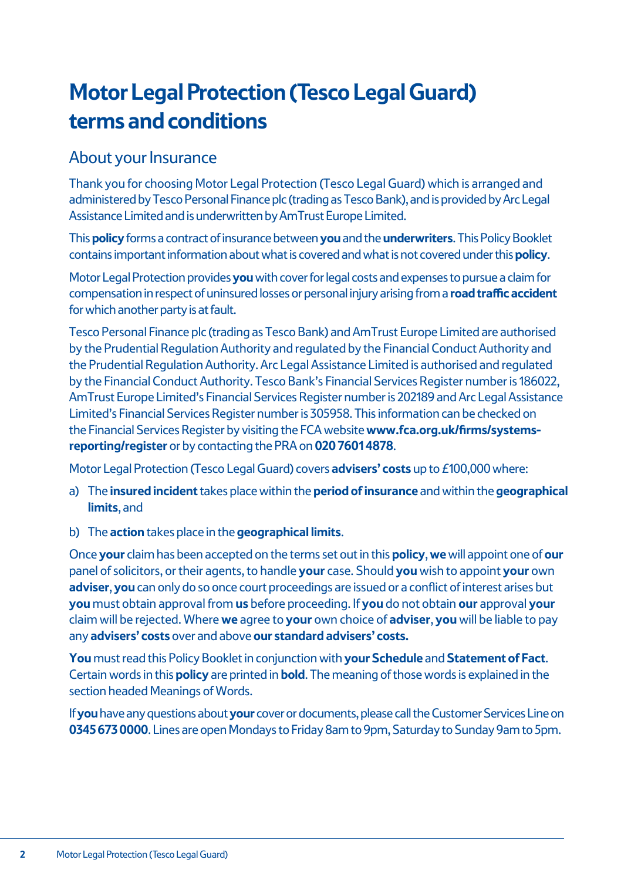# Motor Legal Protection (Tesco Legal Guard) terms and conditions

## About your Insurance

Thank you for choosing Motor Legal Protection (Tesco Legal Guard) which is arranged and administered by Tesco Personal Finance plc (trading as Tesco Bank), and is provided by Arc Legal Assistance Limited and is underwritten by AmTrust Europe Limited.

This **policy** forms a contract of insurance between **you** and the **underwriters**. This Policy Booklet contains important information about what is covered and what is not covered under this **policy**.

Motor Legal Protection provides **you** with cover for legal costs and expenses to pursue a claim for compensation in respect of uninsured losses or personal injury arising from a **road traffic accident** for which another party is at fault.

Tesco Personal Finance plc (trading as Tesco Bank) and AmTrust Europe Limited are authorised by the Prudential Regulation Authority and regulated by the Financial Conduct Authority and the Prudential Regulation Authority. Arc Legal Assistance Limited is authorised and regulated by the Financial Conduct Authority. Tesco Bank's Financial Services Register number is 186022, AmTrust Europe Limited's Financial Services Register number is 202189 and Arc Legal Assistance Limited's Financial Services Register number is 305958. This information can be checked on the Financial Services Register by visiting the FCA website **www.fca.org.uk/firms/systems-reporting/register** or by contacting the PRA on **020 7601 4878**.

Motor Legal Protection (Tesco Legal Guard) covers **advisers' costs** up to £100,000 where:

a) The **insured incident** takes place within the **period of insurance** and within the **geographical limits**, and

b) The **action** takes place in the **geographical limits**.

Once **your** claim has been accepted on the terms set out in this **policy**, **we** will appoint one of **our** panel of solicitors, or their agents, to handle **your** case. Should **you** wish to appoint **your** own **adviser**, **you** can only do so once court proceedings are issued or a conflict of interest arises but **you** must obtain approval from **us** before proceeding. If **you** do not obtain **our** approval **your** claim will be rejected. Where **we** agree to **your** own choice of **adviser**, **you** will be liable to pay any **advisers' costs** over and above **our standard advisers' costs.**

**You** must read this Policy Booklet in conjunction with **your Schedule** and **Statement of Fact**. Certain words in this **policy** are printed in **bold**. The meaning of those words is explained in the section headed Meanings of Words.

If **you** have any questions about **your** cover or documents, please call the Customer Services Line on **0345 673 0000**. Lines are open Mondays to Friday 8am to 9pm, Saturday to Sunday 9am to 5pm.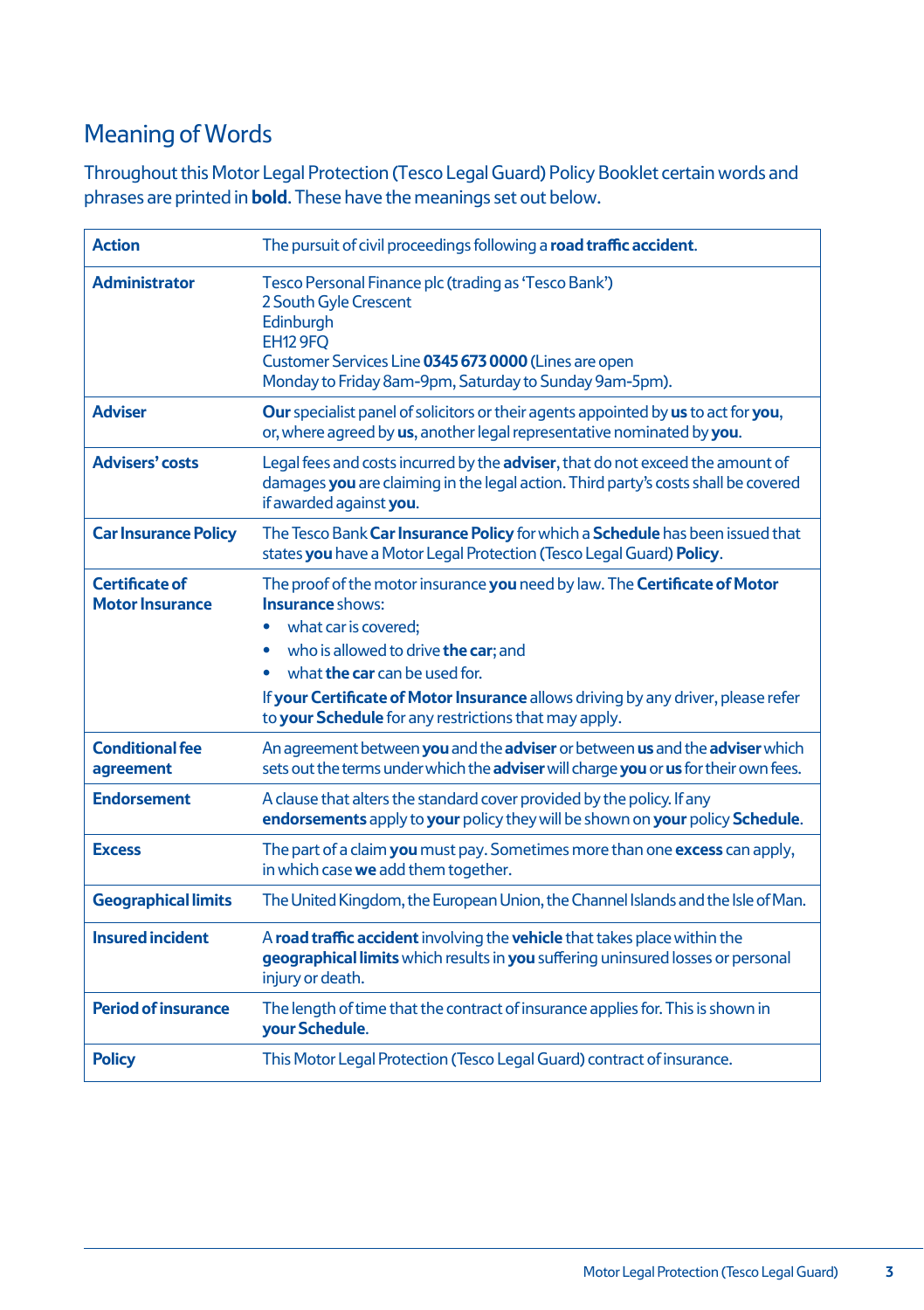## Meaning of Words

Throughout this Motor Legal Protection (Tesco Legal Guard) Policy Booklet certain words and phrases are printed in **bold**. These have the meanings set out below.

| | |
|---|---|
| **Action** | The pursuit of civil proceedings following a **road traffic accident**. |
| **Administrator** | Tesco Personal Finance plc (trading as 'Tesco Bank')<br>2 South Gyle Crescent<br>Edinburgh<br>EH12 9FQ<br>Customer Services Line **0345 673 0000** (Lines are open Monday to Friday 8am-9pm, Saturday to Sunday 9am-5pm). |
| **Adviser** | **Our** specialist panel of solicitors or their agents appointed by **us** to act for **you**, or, where agreed by **us**, another legal representative nominated by **you**. |
| **Advisers' costs** | Legal fees and costs incurred by the **adviser**, that do not exceed the amount of damages **you** are claiming in the legal action. Third party's costs shall be covered if awarded against **you**. |
| **Car Insurance Policy** | The Tesco Bank **Car Insurance Policy** for which a **Schedule** has been issued that states **you** have a Motor Legal Protection (Tesco Legal Guard) **Policy**. |
| **Certificate of Motor Insurance** | The proof of the motor insurance **you** need by law. The **Certificate of Motor Insurance** shows:<br>• what car is covered;<br>• who is allowed to drive **the car**; and<br>• what **the car** can be used for.<br>If **your Certificate of Motor Insurance** allows driving by any driver, please refer to **your Schedule** for any restrictions that may apply. |
| **Conditional fee agreement** | An agreement between **you** and the **adviser** or between **us** and the **adviser** which sets out the terms under which the **adviser** will charge **you** or **us** for their own fees. |
| **Endorsement** | A clause that alters the standard cover provided by the policy. If any **endorsements** apply to **your** policy they will be shown on **your** policy **Schedule**. |
| **Excess** | The part of a claim **you** must pay. Sometimes more than one **excess** can apply, in which case **we** add them together. |
| **Geographical limits** | The United Kingdom, the European Union, the Channel Islands and the Isle of Man. |
| **Insured incident** | A **road traffic accident** involving the **vehicle** that takes place within the **geographical limits** which results in **you** suffering uninsured losses or personal injury or death. |
| **Period of insurance** | The length of time that the contract of insurance applies for. This is shown in **your Schedule**. |
| **Policy** | This Motor Legal Protection (Tesco Legal Guard) contract of insurance. |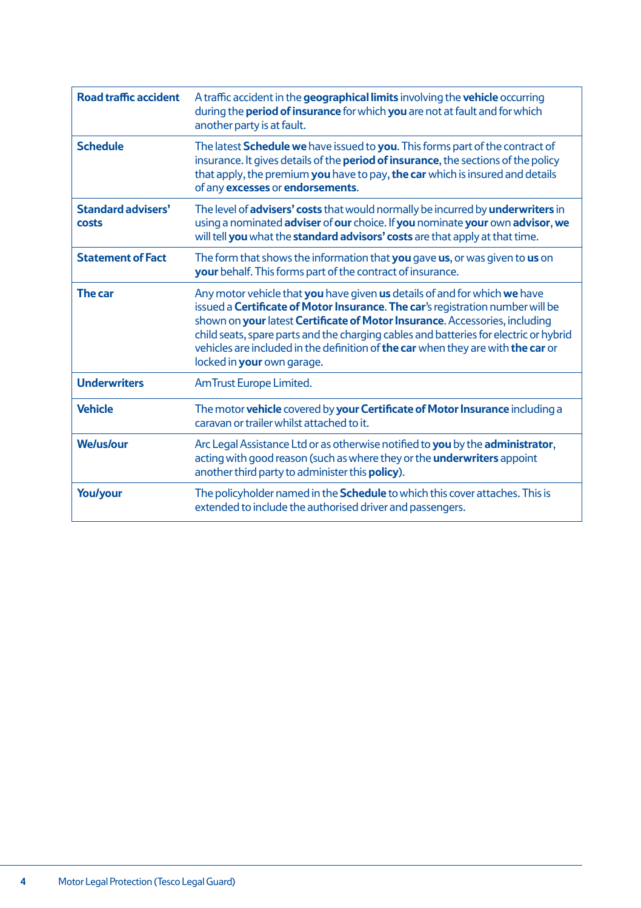| | |
|---|---|
| **Road traffic accident** | A traffic accident in the **geographical limits** involving the **vehicle** occurring during the **period of insurance** for which **you** are not at fault and for which another party is at fault. |
| **Schedule** | The latest **Schedule we** have issued to **you**. This forms part of the contract of insurance. It gives details of the **period of insurance**, the sections of the policy that apply, the premium **you** have to pay, **the car** which is insured and details of any **excesses** or **endorsements**. |
| **Standard advisers' costs** | The level of **advisers' costs** that would normally be incurred by **underwriters** in using a nominated **adviser** of **our** choice. If **you** nominate **your** own **advisor**, **we** will tell **you** what the **standard advisors' costs** are that apply at that time. |
| **Statement of Fact** | The form that shows the information that **you** gave **us**, or was given to **us** on **your** behalf. This forms part of the contract of insurance. |
| **The car** | Any motor vehicle that **you** have given **us** details of and for which **we** have issued a **Certificate of Motor Insurance**. **The car**'s registration number will be shown on **your** latest **Certificate of Motor Insurance**. Accessories, including child seats, spare parts and the charging cables and batteries for electric or hybrid vehicles are included in the definition of **the car** when they are with **the car** or locked in **your** own garage. |
| **Underwriters** | AmTrust Europe Limited. |
| **Vehicle** | The motor **vehicle** covered by **your Certificate of Motor Insurance** including a caravan or trailer whilst attached to it. |
| **We/us/our** | Arc Legal Assistance Ltd or as otherwise notified to **you** by the **administrator**, acting with good reason (such as where they or the **underwriters** appoint another third party to administer this **policy**). |
| **You/your** | The policyholder named in the **Schedule** to which this cover attaches. This is extended to include the authorised driver and passengers. |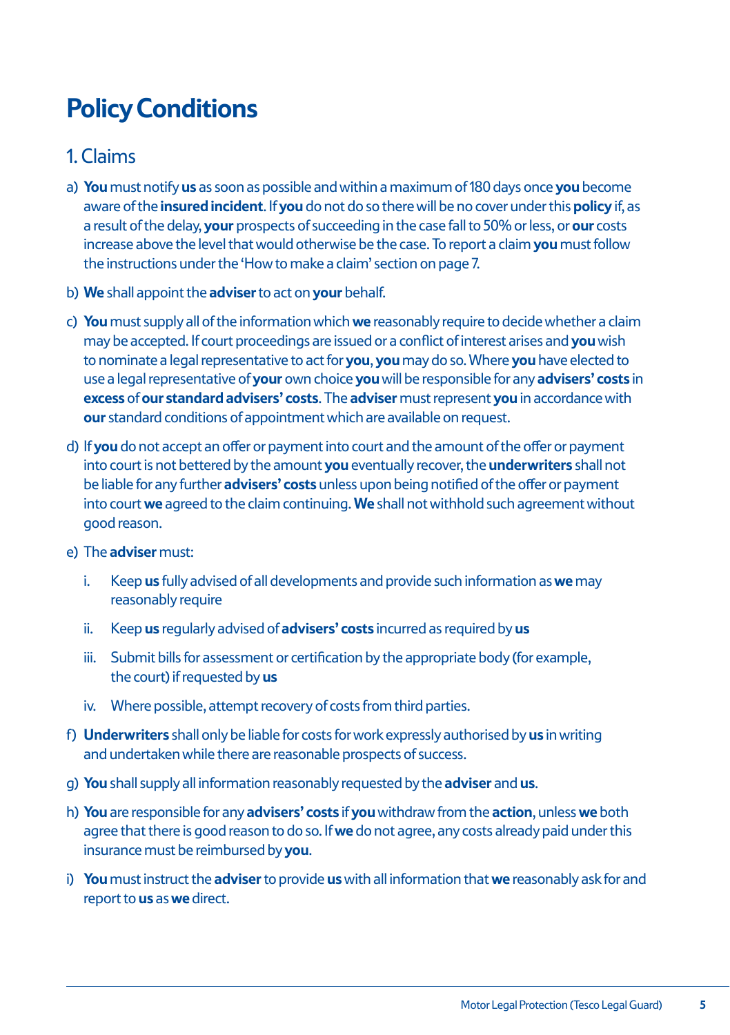# Policy Conditions

## 1. Claims

a) **You** must notify **us** as soon as possible and within a maximum of 180 days once **you** become aware of the **insured incident**. If **you** do not do so there will be no cover under this **policy** if, as a result of the delay, **your** prospects of succeeding in the case fall to 50% or less, or **our** costs increase above the level that would otherwise be the case. To report a claim **you** must follow the instructions under the 'How to make a claim' section on page 7.

b) **We** shall appoint the **adviser** to act on **your** behalf.

c) **You** must supply all of the information which **we** reasonably require to decide whether a claim may be accepted. If court proceedings are issued or a conflict of interest arises and **you** wish to nominate a legal representative to act for **you**, **you** may do so. Where **you** have elected to use a legal representative of **your** own choice **you** will be responsible for any **advisers' costs** in **excess** of **our standard advisers' costs**. The **adviser** must represent **you** in accordance with **our** standard conditions of appointment which are available on request.

d) If **you** do not accept an offer or payment into court and the amount of the offer or payment into court is not bettered by the amount **you** eventually recover, the **underwriters** shall not be liable for any further **advisers' costs** unless upon being notified of the offer or payment into court **we** agreed to the claim continuing. **We** shall not withhold such agreement without good reason.

e) The **adviser** must:

   i. Keep **us** fully advised of all developments and provide such information as **we** may reasonably require

   ii. Keep **us** regularly advised of **advisers' costs** incurred as required by **us**

   iii. Submit bills for assessment or certification by the appropriate body (for example, the court) if requested by **us**

   iv. Where possible, attempt recovery of costs from third parties.

f) **Underwriters** shall only be liable for costs for work expressly authorised by **us** in writing and undertaken while there are reasonable prospects of success.

g) **You** shall supply all information reasonably requested by the **adviser** and **us**.

h) **You** are responsible for any **advisers' costs** if **you** withdraw from the **action**, unless **we** both agree that there is good reason to do so. If **we** do not agree, any costs already paid under this insurance must be reimbursed by **you**.

i) **You** must instruct the **adviser** to provide **us** with all information that **we** reasonably ask for and report to **us** as **we** direct.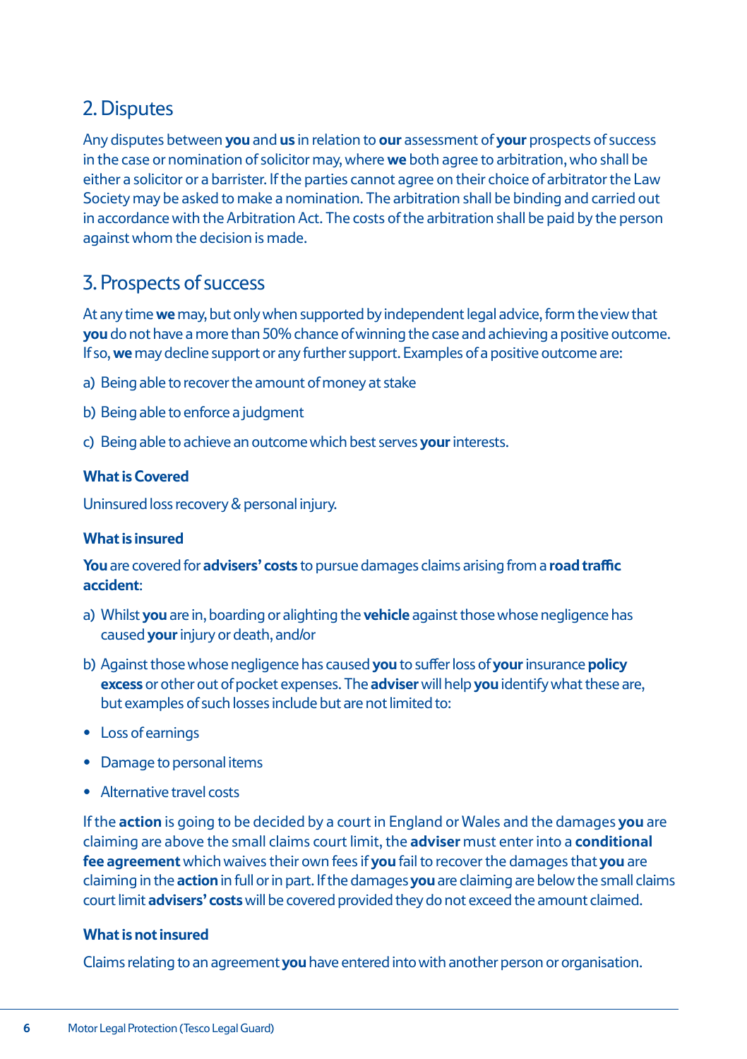## 2. Disputes

Any disputes between **you** and **us** in relation to **our** assessment of **your** prospects of success in the case or nomination of solicitor may, where **we** both agree to arbitration, who shall be either a solicitor or a barrister. If the parties cannot agree on their choice of arbitrator the Law Society may be asked to make a nomination. The arbitration shall be binding and carried out in accordance with the Arbitration Act. The costs of the arbitration shall be paid by the person against whom the decision is made.

## 3. Prospects of success

At any time **we** may, but only when supported by independent legal advice, form the view that **you** do not have a more than 50% chance of winning the case and achieving a positive outcome. If so, **we** may decline support or any further support. Examples of a positive outcome are:

a) Being able to recover the amount of money at stake

b) Being able to enforce a judgment

c) Being able to achieve an outcome which best serves **your** interests.

**What is Covered**

Uninsured loss recovery & personal injury.

**What is insured**

**You** are covered for **advisers' costs** to pursue damages claims arising from a **road traffic accident**:

a) Whilst **you** are in, boarding or alighting the **vehicle** against those whose negligence has caused **your** injury or death, and/or

b) Against those whose negligence has caused **you** to suffer loss of **your** insurance **policy excess** or other out of pocket expenses. The **adviser** will help **you** identify what these are, but examples of such losses include but are not limited to:

- Loss of earnings
- Damage to personal items
- Alternative travel costs

If the **action** is going to be decided by a court in England or Wales and the damages **you** are claiming are above the small claims court limit, the **adviser** must enter into a **conditional fee agreement** which waives their own fees if **you** fail to recover the damages that **you** are claiming in the **action** in full or in part. If the damages **you** are claiming are below the small claims court limit **advisers' costs** will be covered provided they do not exceed the amount claimed.

**What is not insured**

Claims relating to an agreement **you** have entered into with another person or organisation.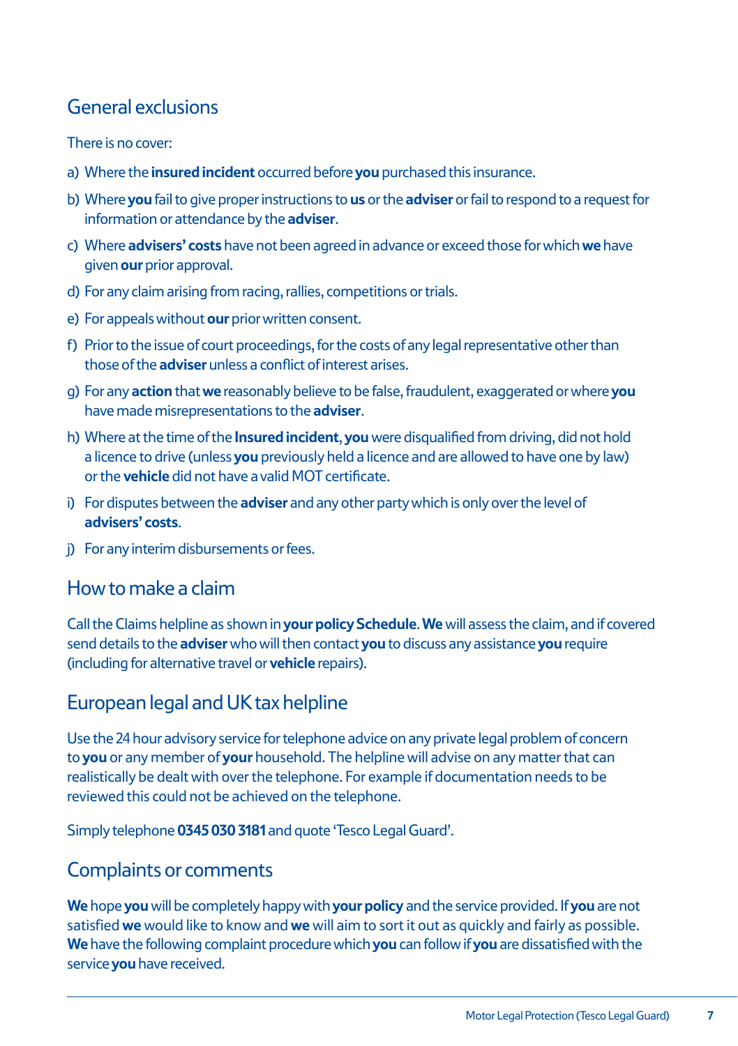## General exclusions

There is no cover:

a) Where the **insured incident** occurred before **you** purchased this insurance.

b) Where **you** fail to give proper instructions to **us** or the **adviser** or fail to respond to a request for information or attendance by the **adviser**.

c) Where **advisers' costs** have not been agreed in advance or exceed those for which **we** have given **our** prior approval.

d) For any claim arising from racing, rallies, competitions or trials.

e) For appeals without **our** prior written consent.

f) Prior to the issue of court proceedings, for the costs of any legal representative other than those of the **adviser** unless a conflict of interest arises.

g) For any **action** that **we** reasonably believe to be false, fraudulent, exaggerated or where **you** have made misrepresentations to the **adviser**.

h) Where at the time of the **Insured incident**, **you** were disqualified from driving, did not hold a licence to drive (unless **you** previously held a licence and are allowed to have one by law) or the **vehicle** did not have a valid MOT certificate.

i) For disputes between the **adviser** and any other party which is only over the level of **advisers' costs**.

j) For any interim disbursements or fees.

## How to make a claim

Call the Claims helpline as shown in **your policy Schedule**. **We** will assess the claim, and if covered send details to the **adviser** who will then contact **you** to discuss any assistance **you** require (including for alternative travel or **vehicle** repairs).

## European legal and UK tax helpline

Use the 24 hour advisory service for telephone advice on any private legal problem of concern to **you** or any member of **your** household. The helpline will advise on any matter that can realistically be dealt with over the telephone. For example if documentation needs to be reviewed this could not be achieved on the telephone.

Simply telephone **0345 030 3181** and quote 'Tesco Legal Guard'.

## Complaints or comments

**We** hope **you** will be completely happy with **your policy** and the service provided. If **you** are not satisfied **we** would like to know and **we** will aim to sort it out as quickly and fairly as possible. **We** have the following complaint procedure which **you** can follow if **you** are dissatisfied with the service **you** have received.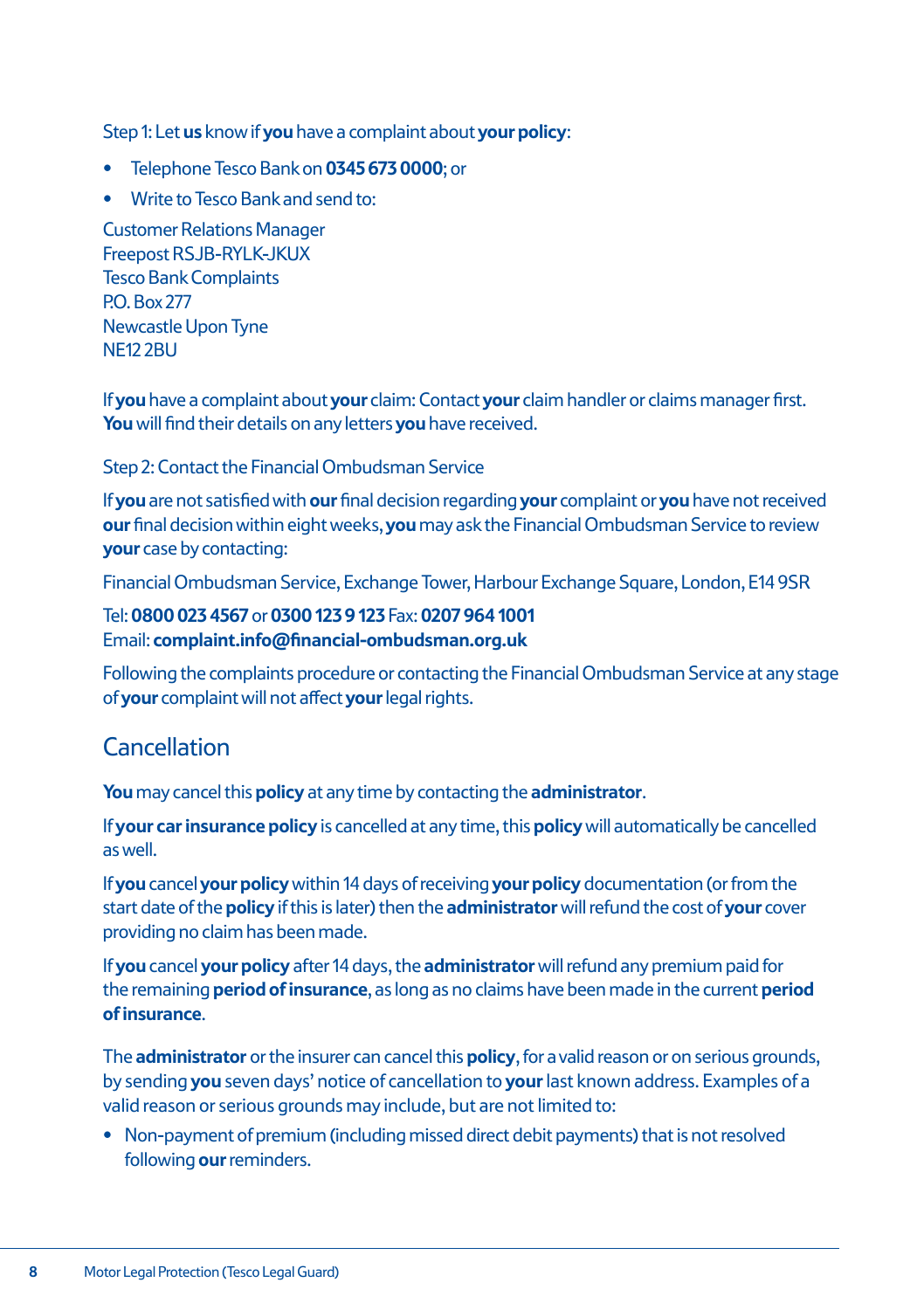Step 1: Let **us** know if **you** have a complaint about **your policy**:

- Telephone Tesco Bank on **0345 673 0000**; or
- Write to Tesco Bank and send to:

Customer Relations Manager
Freepost RSJB-RYLK-JKUX
Tesco Bank Complaints
P.O. Box 277
Newcastle Upon Tyne
NE12 2BU

If **you** have a complaint about **your** claim: Contact **your** claim handler or claims manager first. **You** will find their details on any letters **you** have received.

Step 2: Contact the Financial Ombudsman Service

If **you** are not satisfied with **our** final decision regarding **your** complaint or **you** have not received **our** final decision within eight weeks, **you** may ask the Financial Ombudsman Service to review **your** case by contacting:

Financial Ombudsman Service, Exchange Tower, Harbour Exchange Square, London, E14 9SR

Tel: **0800 023 4567** or **0300 123 9 123** Fax: **0207 964 1001**
Email: **complaint.info@financial-ombudsman.org.uk**

Following the complaints procedure or contacting the Financial Ombudsman Service at any stage of **your** complaint will not affect **your** legal rights.

## Cancellation

**You** may cancel this **policy** at any time by contacting the **administrator**.

If **your car insurance policy** is cancelled at any time, this **policy** will automatically be cancelled as well.

If **you** cancel **your policy** within 14 days of receiving **your policy** documentation (or from the start date of the **policy** if this is later) then the **administrator** will refund the cost of **your** cover providing no claim has been made.

If **you** cancel **your policy** after 14 days, the **administrator** will refund any premium paid for the remaining **period of insurance**, as long as no claims have been made in the current **period of insurance**.

The **administrator** or the insurer can cancel this **policy**, for a valid reason or on serious grounds, by sending **you** seven days' notice of cancellation to **your** last known address. Examples of a valid reason or serious grounds may include, but are not limited to:

- Non-payment of premium (including missed direct debit payments) that is not resolved following **our** reminders.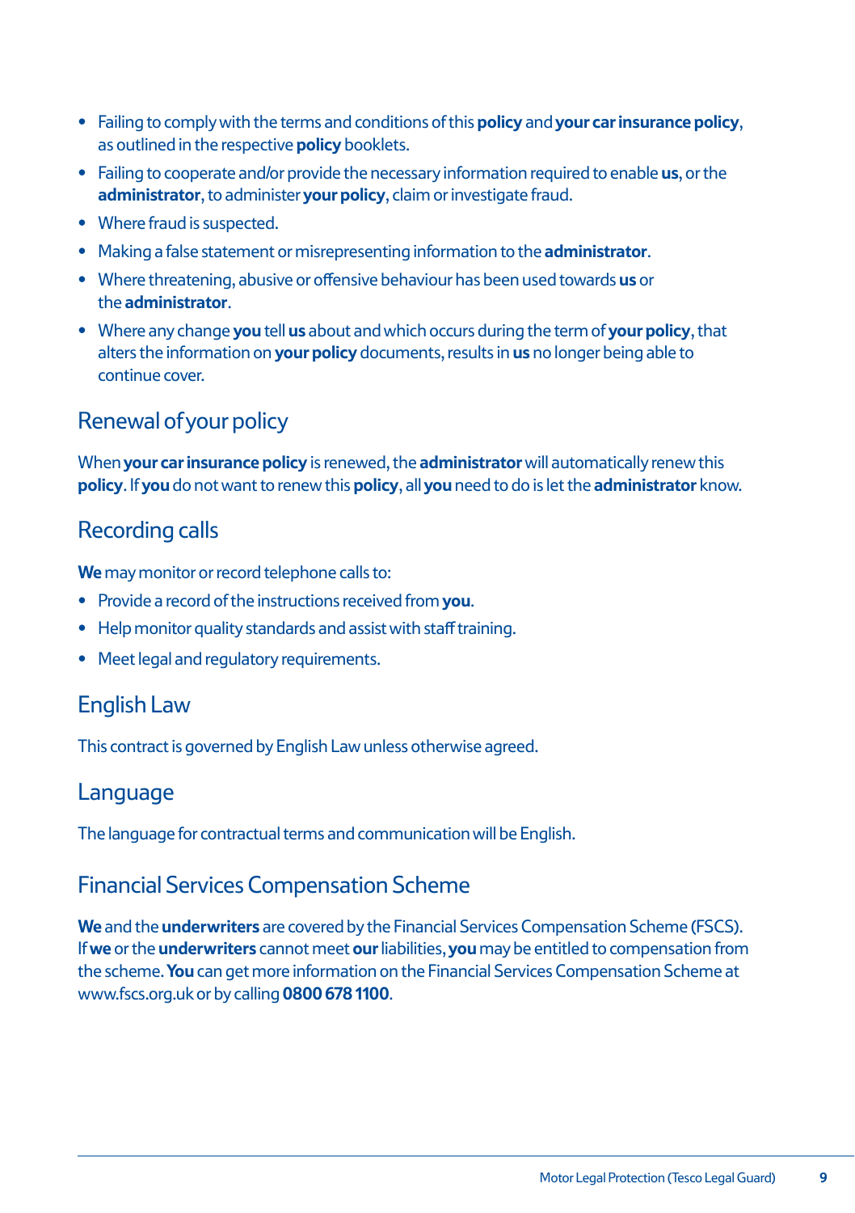- Failing to comply with the terms and conditions of this **policy** and **your car insurance policy**, as outlined in the respective **policy** booklets.
- Failing to cooperate and/or provide the necessary information required to enable **us**, or the **administrator**, to administer **your policy**, claim or investigate fraud.
- Where fraud is suspected.
- Making a false statement or misrepresenting information to the **administrator**.
- Where threatening, abusive or offensive behaviour has been used towards **us** or the **administrator**.
- Where any change **you** tell **us** about and which occurs during the term of **your policy**, that alters the information on **your policy** documents, results in **us** no longer being able to continue cover.

## Renewal of your policy

When **your car insurance policy** is renewed, the **administrator** will automatically renew this **policy**. If **you** do not want to renew this **policy**, all **you** need to do is let the **administrator** know.

## Recording calls

**We** may monitor or record telephone calls to:

- Provide a record of the instructions received from **you**.
- Help monitor quality standards and assist with staff training.
- Meet legal and regulatory requirements.

## English Law

This contract is governed by English Law unless otherwise agreed.

## Language

The language for contractual terms and communication will be English.

## Financial Services Compensation Scheme

**We** and the **underwriters** are covered by the Financial Services Compensation Scheme (FSCS). If **we** or the **underwriters** cannot meet **our** liabilities, **you** may be entitled to compensation from the scheme. **You** can get more information on the Financial Services Compensation Scheme at www.fscs.org.uk or by calling **0800 678 1100**.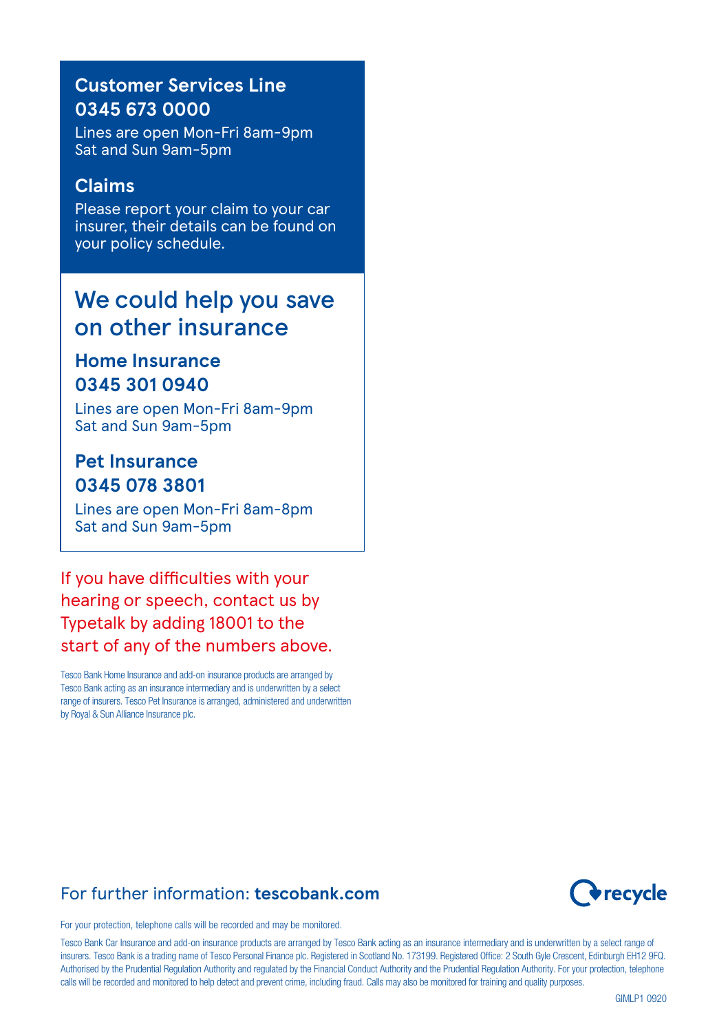## Customer Services Line 0345 673 0000

Lines are open Mon-Fri 8am-9pm
Sat and Sun 9am-5pm

## Claims

Please report your claim to your car insurer, their details can be found on your policy schedule.

# We could help you save on other insurance

### Home Insurance 0345 301 0940

Lines are open Mon-Fri 8am-9pm
Sat and Sun 9am-5pm

### Pet Insurance 0345 078 3801

Lines are open Mon-Fri 8am-8pm
Sat and Sun 9am-5pm

If you have difficulties with your hearing or speech, contact us by Typetalk by adding 18001 to the start of any of the numbers above.

Tesco Bank Home Insurance and add-on insurance products are arranged by Tesco Bank acting as an insurance intermediary and is underwritten by a select range of insurers. Tesco Pet Insurance is arranged, administered and underwritten by Royal & Sun Alliance Insurance plc.

For further information: **tescobank.com**

recycle

For your protection, telephone calls will be recorded and may be monitored.

Tesco Bank Car Insurance and add-on insurance products are arranged by Tesco Bank acting as an insurance intermediary and is underwritten by a select range of insurers. Tesco Bank is a trading name of Tesco Personal Finance plc. Registered in Scotland No. 173199. Registered Office: 2 South Gyle Crescent, Edinburgh EH12 9FQ. Authorised by the Prudential Regulation Authority and regulated by the Financial Conduct Authority and the Prudential Regulation Authority. For your protection, telephone calls will be recorded and monitored to help detect and prevent crime, including fraud. Calls may also be monitored for training and quality purposes.

GIMLP1 0920